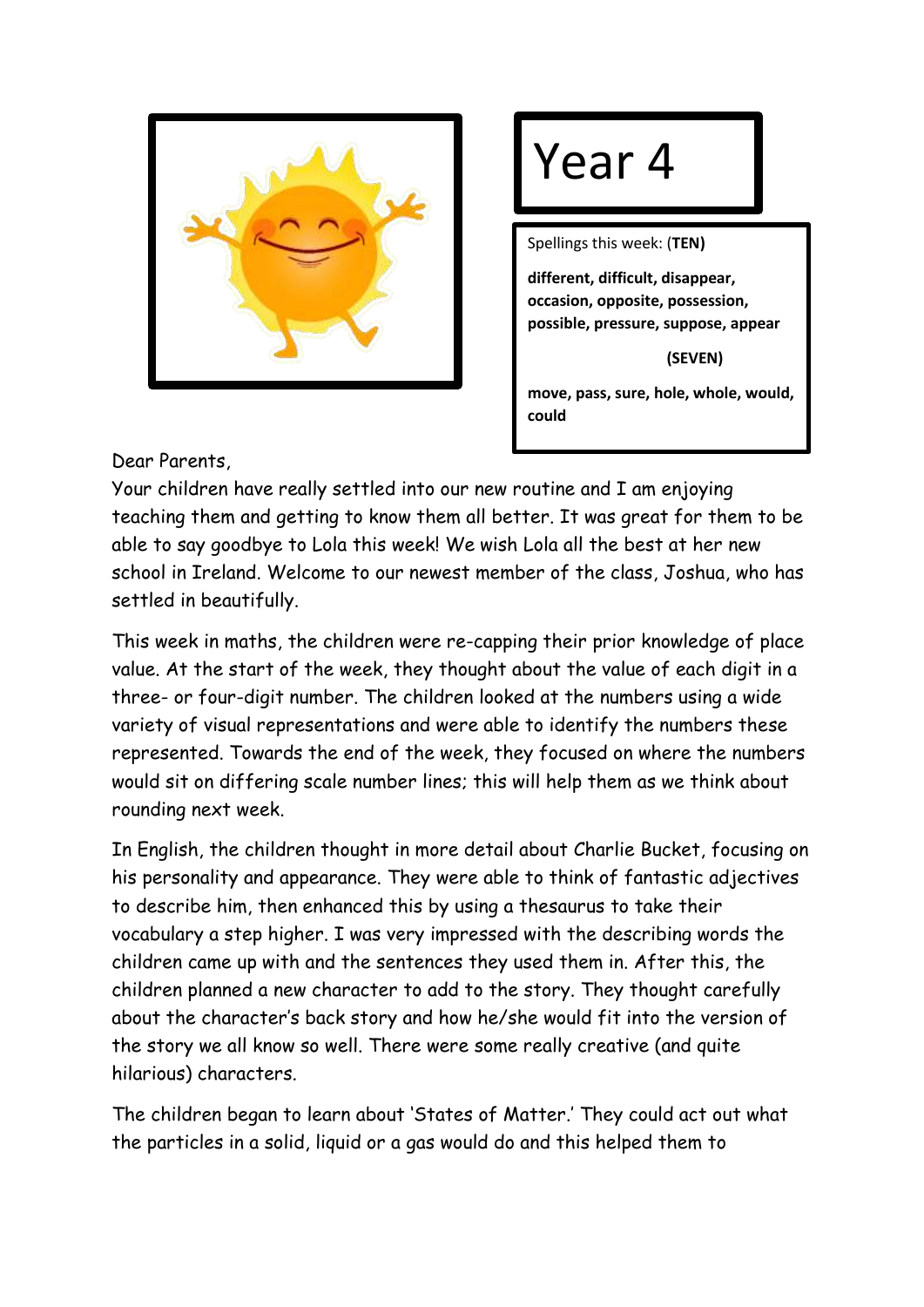# Year 4

Spellings this week: (**TEN)**

**different, difficult, disappear, occasion, opposite, possession, possible, pressure, suppose, appear**

**(SEVEN)**

**move, pass, sure, hole, whole, would, could**

Dear Parents,

Your children have really settled into our new routine and I am enjoying teaching them and getting to know them all better. It was great for them to be able to say goodbye to Lola this week! We wish Lola all the best at her new school in Ireland. Welcome to our newest member of the class, Joshua, who has settled in beautifully.

This week in maths, the children were re-capping their prior knowledge of place value. At the start of the week, they thought about the value of each digit in a three- or four-digit number. The children looked at the numbers using a wide variety of visual representations and were able to identify the numbers these represented. Towards the end of the week, they focused on where the numbers would sit on differing scale number lines; this will help them as we think about rounding next week.

In English, the children thought in more detail about Charlie Bucket, focusing on his personality and appearance. They were able to think of fantastic adjectives to describe him, then enhanced this by using a thesaurus to take their vocabulary a step higher. I was very impressed with the describing words the children came up with and the sentences they used them in. After this, the children planned a new character to add to the story. They thought carefully about the character's back story and how he/she would fit into the version of the story we all know so well. There were some really creative (and quite hilarious) characters.

The children began to learn about 'States of Matter.' They could act out what the particles in a solid, liquid or a gas would do and this helped them to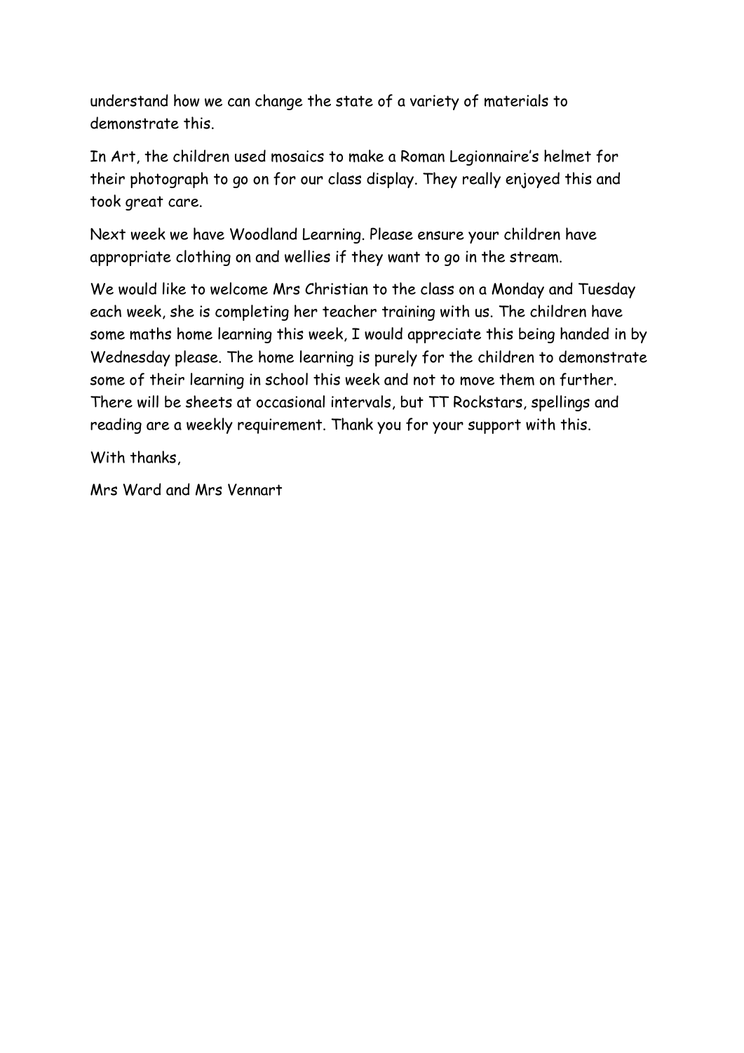understand how we can change the state of a variety of materials to demonstrate this.

In Art, the children used mosaics to make a Roman Legionnaire's helmet for their photograph to go on for our class display. They really enjoyed this and took great care.

Next week we have Woodland Learning. Please ensure your children have appropriate clothing on and wellies if they want to go in the stream.

We would like to welcome Mrs Christian to the class on a Monday and Tuesday each week, she is completing her teacher training with us. The children have some maths home learning this week, I would appreciate this being handed in by Wednesday please. The home learning is purely for the children to demonstrate some of their learning in school this week and not to move them on further. There will be sheets at occasional intervals, but TT Rockstars, spellings and reading are a weekly requirement. Thank you for your support with this.

With thanks,

Mrs Ward and Mrs Vennart